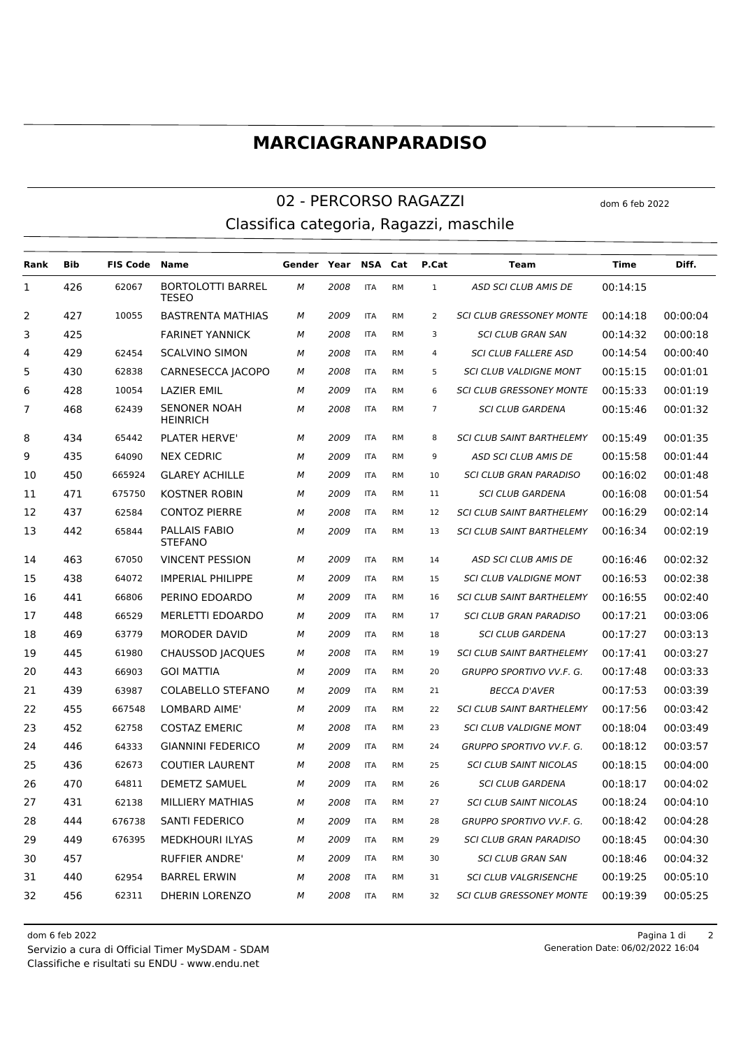# MARCIAGRANPARADISO

## 02 - PERCORSO RAGAZZI

dom 6 feb 2022

### Classifica categoria, Ragazzi, maschile

| Rank | Bib | FIS Code | Name | Gender | Year | NSA | Cat | P.Cat | Team | Time | Diff. |
|---|---|---|---|---|---|---|---|---|---|---|---|
| 1 | 426 | 62067 | BORTOLOTTI BARREL TESEO | M | 2008 | ITA | RM | 1 | ASD SCI CLUB AMIS DE | 00:14:15 | |
| 2 | 427 | 10055 | BASTRENTA MATHIAS | M | 2009 | ITA | RM | 2 | SCI CLUB GRESSONEY MONTE | 00:14:18 | 00:00:04 |
| 3 | 425 | | FARINET YANNICK | M | 2008 | ITA | RM | 3 | SCI CLUB GRAN SAN | 00:14:32 | 00:00:18 |
| 4 | 429 | 62454 | SCALVINO SIMON | M | 2008 | ITA | RM | 4 | SCI CLUB FALLERE ASD | 00:14:54 | 00:00:40 |
| 5 | 430 | 62838 | CARNESECCA JACOPO | M | 2008 | ITA | RM | 5 | SCI CLUB VALDIGNE MONT | 00:15:15 | 00:01:01 |
| 6 | 428 | 10054 | LAZIER EMIL | M | 2009 | ITA | RM | 6 | SCI CLUB GRESSONEY MONTE | 00:15:33 | 00:01:19 |
| 7 | 468 | 62439 | SENONER NOAH HEINRICH | M | 2008 | ITA | RM | 7 | SCI CLUB GARDENA | 00:15:46 | 00:01:32 |
| 8 | 434 | 65442 | PLATER HERVE' | M | 2009 | ITA | RM | 8 | SCI CLUB SAINT BARTHELEMY | 00:15:49 | 00:01:35 |
| 9 | 435 | 64090 | NEX CEDRIC | M | 2009 | ITA | RM | 9 | ASD SCI CLUB AMIS DE | 00:15:58 | 00:01:44 |
| 10 | 450 | 665924 | GLAREY ACHILLE | M | 2009 | ITA | RM | 10 | SCI CLUB GRAN PARADISO | 00:16:02 | 00:01:48 |
| 11 | 471 | 675750 | KOSTNER ROBIN | M | 2009 | ITA | RM | 11 | SCI CLUB GARDENA | 00:16:08 | 00:01:54 |
| 12 | 437 | 62584 | CONTOZ PIERRE | M | 2008 | ITA | RM | 12 | SCI CLUB SAINT BARTHELEMY | 00:16:29 | 00:02:14 |
| 13 | 442 | 65844 | PALLAIS FABIO STEFANO | M | 2009 | ITA | RM | 13 | SCI CLUB SAINT BARTHELEMY | 00:16:34 | 00:02:19 |
| 14 | 463 | 67050 | VINCENT PESSION | M | 2009 | ITA | RM | 14 | ASD SCI CLUB AMIS DE | 00:16:46 | 00:02:32 |
| 15 | 438 | 64072 | IMPERIAL PHILIPPE | M | 2009 | ITA | RM | 15 | SCI CLUB VALDIGNE MONT | 00:16:53 | 00:02:38 |
| 16 | 441 | 66806 | PERINO EDOARDO | M | 2009 | ITA | RM | 16 | SCI CLUB SAINT BARTHELEMY | 00:16:55 | 00:02:40 |
| 17 | 448 | 66529 | MERLETTI EDOARDO | M | 2009 | ITA | RM | 17 | SCI CLUB GRAN PARADISO | 00:17:21 | 00:03:06 |
| 18 | 469 | 63779 | MORODER DAVID | M | 2009 | ITA | RM | 18 | SCI CLUB GARDENA | 00:17:27 | 00:03:13 |
| 19 | 445 | 61980 | CHAUSSOD JACQUES | M | 2008 | ITA | RM | 19 | SCI CLUB SAINT BARTHELEMY | 00:17:41 | 00:03:27 |
| 20 | 443 | 66903 | GOI MATTIA | M | 2009 | ITA | RM | 20 | GRUPPO SPORTIVO VV.F. G. | 00:17:48 | 00:03:33 |
| 21 | 439 | 63987 | COLABELLO STEFANO | M | 2009 | ITA | RM | 21 | BECCA D'AVER | 00:17:53 | 00:03:39 |
| 22 | 455 | 667548 | LOMBARD AIME' | M | 2009 | ITA | RM | 22 | SCI CLUB SAINT BARTHELEMY | 00:17:56 | 00:03:42 |
| 23 | 452 | 62758 | COSTAZ EMERIC | M | 2008 | ITA | RM | 23 | SCI CLUB VALDIGNE MONT | 00:18:04 | 00:03:49 |
| 24 | 446 | 64333 | GIANNINI FEDERICO | M | 2009 | ITA | RM | 24 | GRUPPO SPORTIVO VV.F. G. | 00:18:12 | 00:03:57 |
| 25 | 436 | 62673 | COUTIER LAURENT | M | 2008 | ITA | RM | 25 | SCI CLUB SAINT NICOLAS | 00:18:15 | 00:04:00 |
| 26 | 470 | 64811 | DEMETZ SAMUEL | M | 2009 | ITA | RM | 26 | SCI CLUB GARDENA | 00:18:17 | 00:04:02 |
| 27 | 431 | 62138 | MILLIERY MATHIAS | M | 2008 | ITA | RM | 27 | SCI CLUB SAINT NICOLAS | 00:18:24 | 00:04:10 |
| 28 | 444 | 676738 | SANTI FEDERICO | M | 2009 | ITA | RM | 28 | GRUPPO SPORTIVO VV.F. G. | 00:18:42 | 00:04:28 |
| 29 | 449 | 676395 | MEDKHOURI ILYAS | M | 2009 | ITA | RM | 29 | SCI CLUB GRAN PARADISO | 00:18:45 | 00:04:30 |
| 30 | 457 | | RUFFIER ANDRE' | M | 2009 | ITA | RM | 30 | SCI CLUB GRAN SAN | 00:18:46 | 00:04:32 |
| 31 | 440 | 62954 | BARREL ERWIN | M | 2008 | ITA | RM | 31 | SCI CLUB VALGRISENCHE | 00:19:25 | 00:05:10 |
| 32 | 456 | 62311 | DHERIN LORENZO | M | 2008 | ITA | RM | 32 | SCI CLUB GRESSONEY MONTE | 00:19:39 | 00:05:25 |

dom 6 feb 2022
Servizio a cura di Official Timer MySDAM - SDAM
Classifiche e risultati su ENDU - www.endu.net

Generation Date: 06/02/2022 16:04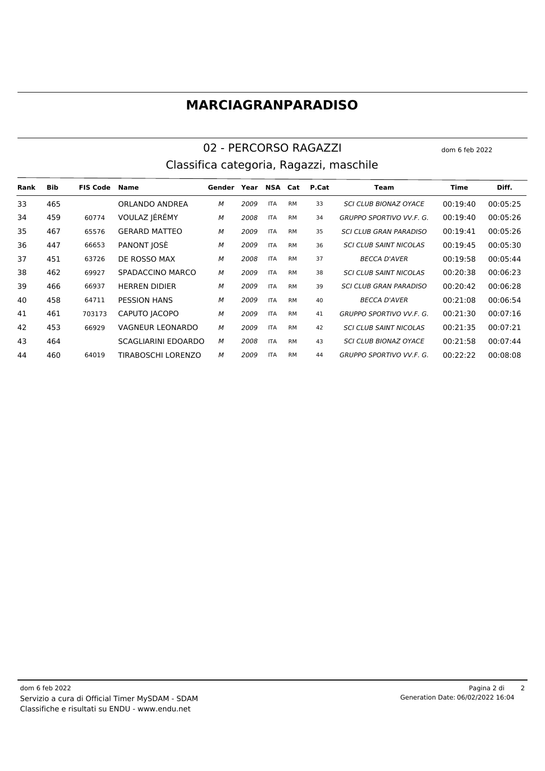# MARCIAGRANPARADISO

## 02 - PERCORSO RAGAZZI

dom 6 feb 2022

## Classifica categoria, Ragazzi, maschile

| Rank | Bib | FIS Code | Name | Gender | Year | NSA | Cat | P.Cat | Team | Time | Diff. |
|---|---|---|---|---|---|---|---|---|---|---|---|
| 33 | 465 | | ORLANDO ANDREA | *M* | *2009* | ITA | RM | 33 | *SCI CLUB BIONAZ OYACE* | 00:19:40 | 00:05:25 |
| 34 | 459 | 60774 | VOULAZ JÉRÉMY | *M* | *2008* | ITA | RM | 34 | *GRUPPO SPORTIVO VV.F. G.* | 00:19:40 | 00:05:26 |
| 35 | 467 | 65576 | GERARD MATTEO | *M* | *2009* | ITA | RM | 35 | *SCI CLUB GRAN PARADISO* | 00:19:41 | 00:05:26 |
| 36 | 447 | 66653 | PANONT JOSÈ | *M* | *2009* | ITA | RM | 36 | *SCI CLUB SAINT NICOLAS* | 00:19:45 | 00:05:30 |
| 37 | 451 | 63726 | DE ROSSO MAX | *M* | *2008* | ITA | RM | 37 | *BECCA D'AVER* | 00:19:58 | 00:05:44 |
| 38 | 462 | 69927 | SPADACCINO MARCO | *M* | *2009* | ITA | RM | 38 | *SCI CLUB SAINT NICOLAS* | 00:20:38 | 00:06:23 |
| 39 | 466 | 66937 | HERREN DIDIER | *M* | *2009* | ITA | RM | 39 | *SCI CLUB GRAN PARADISO* | 00:20:42 | 00:06:28 |
| 40 | 458 | 64711 | PESSION HANS | *M* | *2009* | ITA | RM | 40 | *BECCA D'AVER* | 00:21:08 | 00:06:54 |
| 41 | 461 | 703173 | CAPUTO JACOPO | *M* | *2009* | ITA | RM | 41 | *GRUPPO SPORTIVO VV.F. G.* | 00:21:30 | 00:07:16 |
| 42 | 453 | 66929 | VAGNEUR LEONARDO | *M* | *2009* | ITA | RM | 42 | *SCI CLUB SAINT NICOLAS* | 00:21:35 | 00:07:21 |
| 43 | 464 | | SCAGLIARINI EDOARDO | *M* | *2008* | ITA | RM | 43 | *SCI CLUB BIONAZ OYACE* | 00:21:58 | 00:07:44 |
| 44 | 460 | 64019 | TIRABOSCHI LORENZO | *M* | *2009* | ITA | RM | 44 | *GRUPPO SPORTIVO VV.F. G.* | 00:22:22 | 00:08:08 |

dom 6 feb 2022
Servizio a cura di Official Timer MySDAM - SDAM
Classifiche e risultati su ENDU - www.endu.net

Generation Date: 06/02/2022 16:04